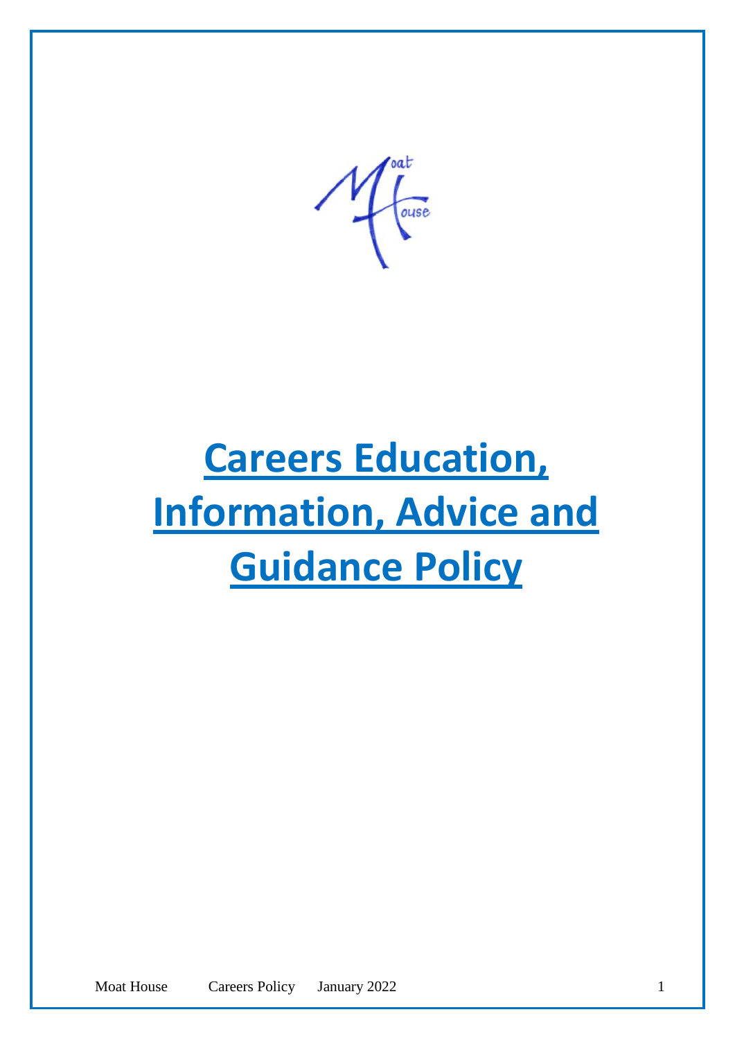# Careers Education, Information, Advice and Guidance Policy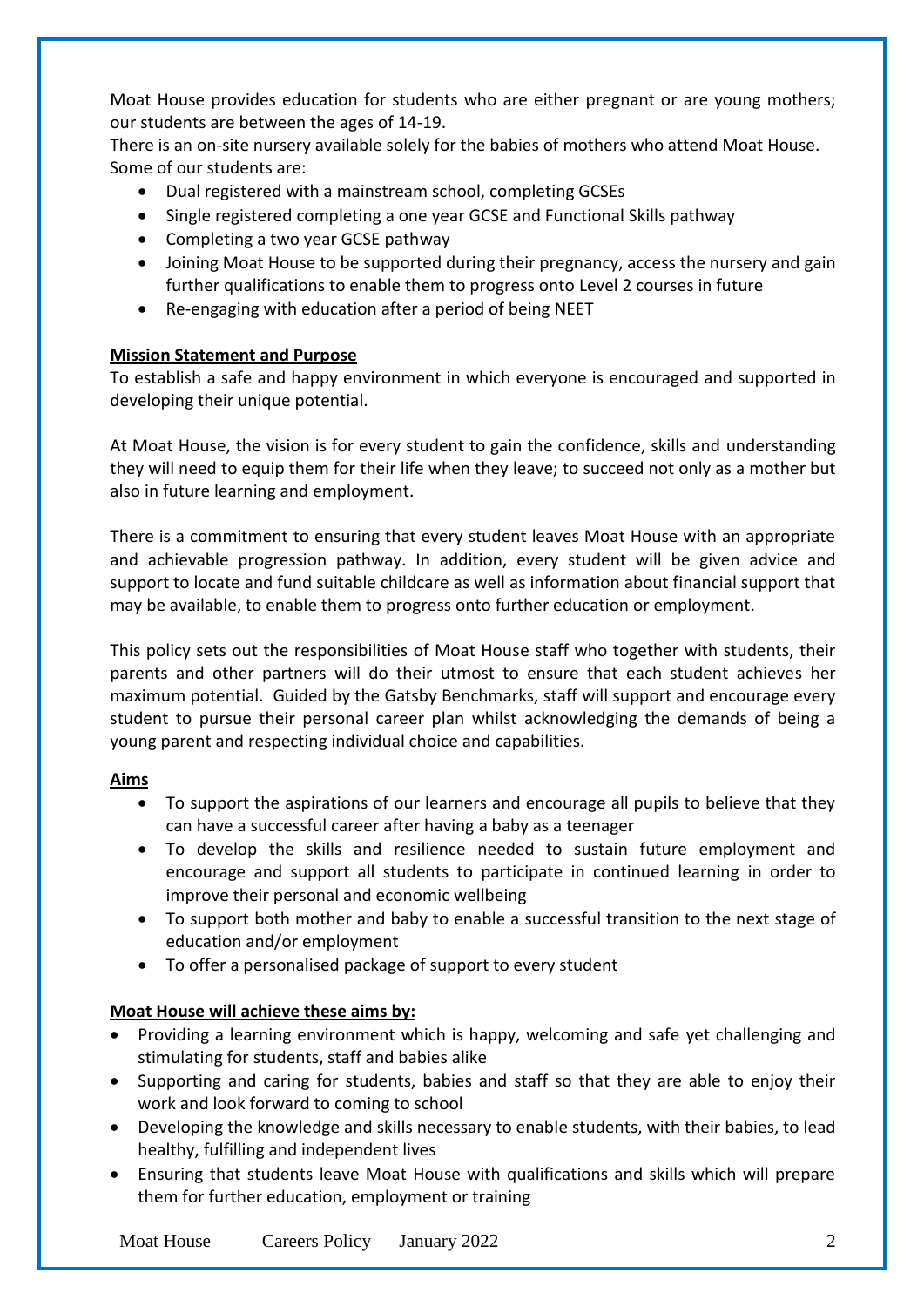Moat House provides education for students who are either pregnant or are young mothers; our students are between the ages of 14-19.
There is an on-site nursery available solely for the babies of mothers who attend Moat House. Some of our students are:

- Dual registered with a mainstream school, completing GCSEs
- Single registered completing a one year GCSE and Functional Skills pathway
- Completing a two year GCSE pathway
- Joining Moat House to be supported during their pregnancy, access the nursery and gain further qualifications to enable them to progress onto Level 2 courses in future
- Re-engaging with education after a period of being NEET

**Mission Statement and Purpose**

To establish a safe and happy environment in which everyone is encouraged and supported in developing their unique potential.

At Moat House, the vision is for every student to gain the confidence, skills and understanding they will need to equip them for their life when they leave; to succeed not only as a mother but also in future learning and employment.

There is a commitment to ensuring that every student leaves Moat House with an appropriate and achievable progression pathway. In addition, every student will be given advice and support to locate and fund suitable childcare as well as information about financial support that may be available, to enable them to progress onto further education or employment.

This policy sets out the responsibilities of Moat House staff who together with students, their parents and other partners will do their utmost to ensure that each student achieves her maximum potential. Guided by the Gatsby Benchmarks, staff will support and encourage every student to pursue their personal career plan whilst acknowledging the demands of being a young parent and respecting individual choice and capabilities.

**Aims**

- To support the aspirations of our learners and encourage all pupils to believe that they can have a successful career after having a baby as a teenager
- To develop the skills and resilience needed to sustain future employment and encourage and support all students to participate in continued learning in order to improve their personal and economic wellbeing
- To support both mother and baby to enable a successful transition to the next stage of education and/or employment
- To offer a personalised package of support to every student

**Moat House will achieve these aims by:**

- Providing a learning environment which is happy, welcoming and safe yet challenging and stimulating for students, staff and babies alike
- Supporting and caring for students, babies and staff so that they are able to enjoy their work and look forward to coming to school
- Developing the knowledge and skills necessary to enable students, with their babies, to lead healthy, fulfilling and independent lives
- Ensuring that students leave Moat House with qualifications and skills which will prepare them for further education, employment or training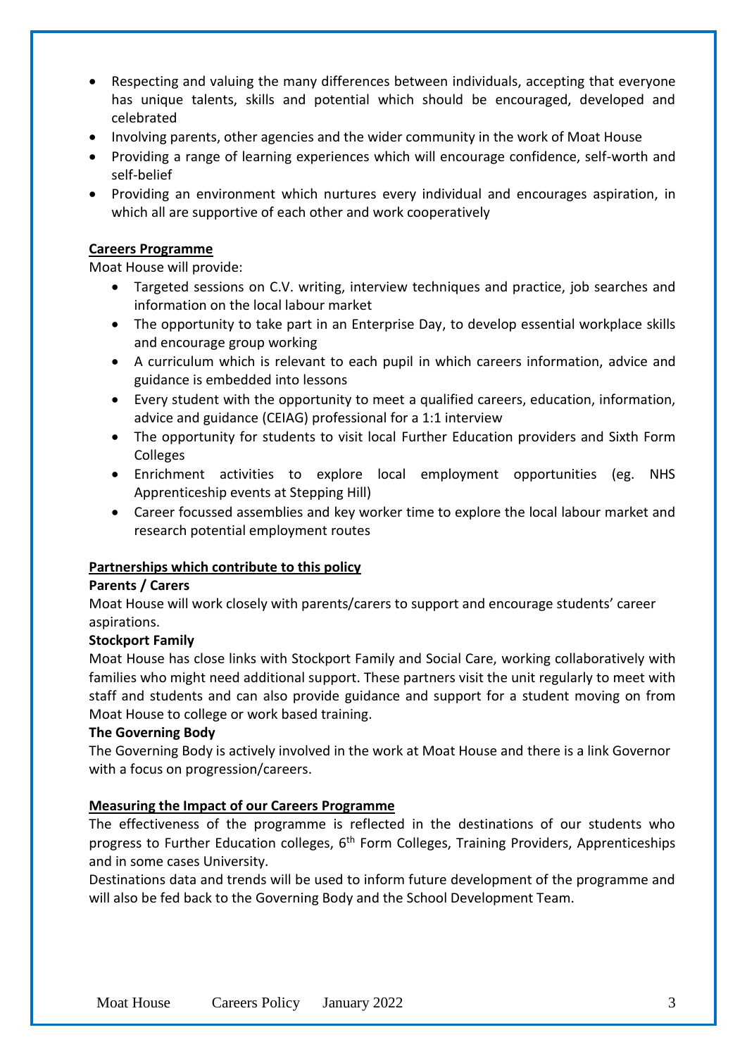- Respecting and valuing the many differences between individuals, accepting that everyone has unique talents, skills and potential which should be encouraged, developed and celebrated
- Involving parents, other agencies and the wider community in the work of Moat House
- Providing a range of learning experiences which will encourage confidence, self-worth and self-belief
- Providing an environment which nurtures every individual and encourages aspiration, in which all are supportive of each other and work cooperatively

**Careers Programme**

Moat House will provide:

- Targeted sessions on C.V. writing, interview techniques and practice, job searches and information on the local labour market
- The opportunity to take part in an Enterprise Day, to develop essential workplace skills and encourage group working
- A curriculum which is relevant to each pupil in which careers information, advice and guidance is embedded into lessons
- Every student with the opportunity to meet a qualified careers, education, information, advice and guidance (CEIAG) professional for a 1:1 interview
- The opportunity for students to visit local Further Education providers and Sixth Form Colleges
- Enrichment activities to explore local employment opportunities (eg. NHS Apprenticeship events at Stepping Hill)
- Career focussed assemblies and key worker time to explore the local labour market and research potential employment routes

**Partnerships which contribute to this policy**

**Parents / Carers**

Moat House will work closely with parents/carers to support and encourage students' career aspirations.

**Stockport Family**

Moat House has close links with Stockport Family and Social Care, working collaboratively with families who might need additional support. These partners visit the unit regularly to meet with staff and students and can also provide guidance and support for a student moving on from Moat House to college or work based training.

**The Governing Body**

The Governing Body is actively involved in the work at Moat House and there is a link Governor with a focus on progression/careers.

**Measuring the Impact of our Careers Programme**

The effectiveness of the programme is reflected in the destinations of our students who progress to Further Education colleges, 6th Form Colleges, Training Providers, Apprenticeships and in some cases University.

Destinations data and trends will be used to inform future development of the programme and will also be fed back to the Governing Body and the School Development Team.